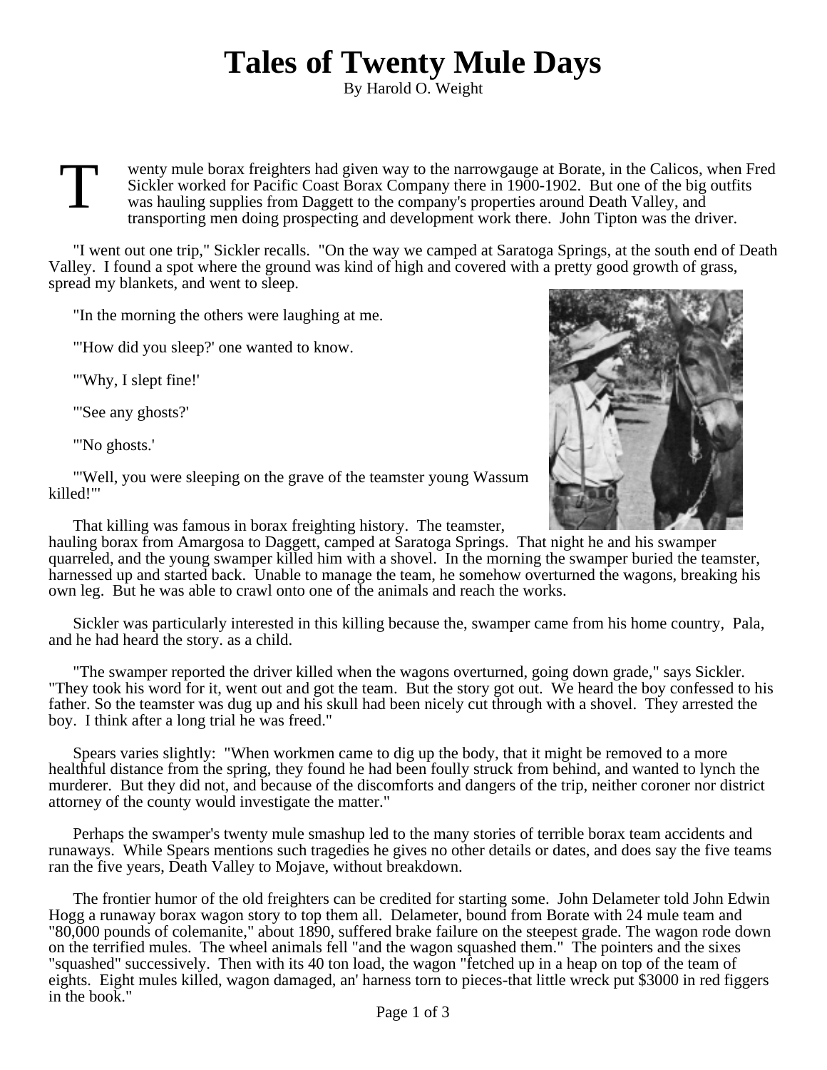# Tales of Twenty Mule Days

By Harold O. Weight

Twenty mule borax freighters had given way to the narrowgauge at Borate, in the Calicos, when Fred Sickler worked for Pacific Coast Borax Company there in 1900-1902. But one of the big outfits was hauling supplies from Daggett to the company's properties around Death Valley, and transporting men doing prospecting and development work there. John Tipton was the driver.

"I went out one trip," Sickler recalls. "On the way we camped at Saratoga Springs, at the south end of Death Valley. I found a spot where the ground was kind of high and covered with a pretty good growth of grass, spread my blankets, and went to sleep.

"In the morning the others were laughing at me.

"'How did you sleep?' one wanted to know.

"'Why, I slept fine!'

"'See any ghosts?'

"'No ghosts.'

"'Well, you were sleeping on the grave of the teamster young Wassum killed!'"

That killing was famous in borax freighting history. The teamster, hauling borax from Amargosa to Daggett, camped at Saratoga Springs. That night he and his swamper quarreled, and the young swamper killed him with a shovel. In the morning the swamper buried the teamster, harnessed up and started back. Unable to manage the team, he somehow overturned the wagons, breaking his own leg. But he was able to crawl onto one of the animals and reach the works.

Sickler was particularly interested in this killing because the, swamper came from his home country, Pala, and he had heard the story. as a child.

"The swamper reported the driver killed when the wagons overturned, going down grade," says Sickler. "They took his word for it, went out and got the team. But the story got out. We heard the boy confessed to his father. So the teamster was dug up and his skull had been nicely cut through with a shovel. They arrested the boy. I think after a long trial he was freed."

Spears varies slightly: "When workmen came to dig up the body, that it might be removed to a more healthful distance from the spring, they found he had been foully struck from behind, and wanted to lynch the murderer. But they did not, and because of the discomforts and dangers of the trip, neither coroner nor district attorney of the county would investigate the matter."

Perhaps the swamper's twenty mule smashup led to the many stories of terrible borax team accidents and runaways. While Spears mentions such tragedies he gives no other details or dates, and does say the five teams ran the five years, Death Valley to Mojave, without breakdown.

The frontier humor of the old freighters can be credited for starting some. John Delameter told John Edwin Hogg a runaway borax wagon story to top them all. Delameter, bound from Borate with 24 mule team and "80,000 pounds of colemanite," about 1890, suffered brake failure on the steepest grade. The wagon rode down on the terrified mules. The wheel animals fell "and the wagon squashed them." The pointers and the sixes "squashed" successively. Then with its 40 ton load, the wagon "fetched up in a heap on top of the team of eights. Eight mules killed, wagon damaged, an' harness torn to pieces-that little wreck put $3000 in red figgers in the book."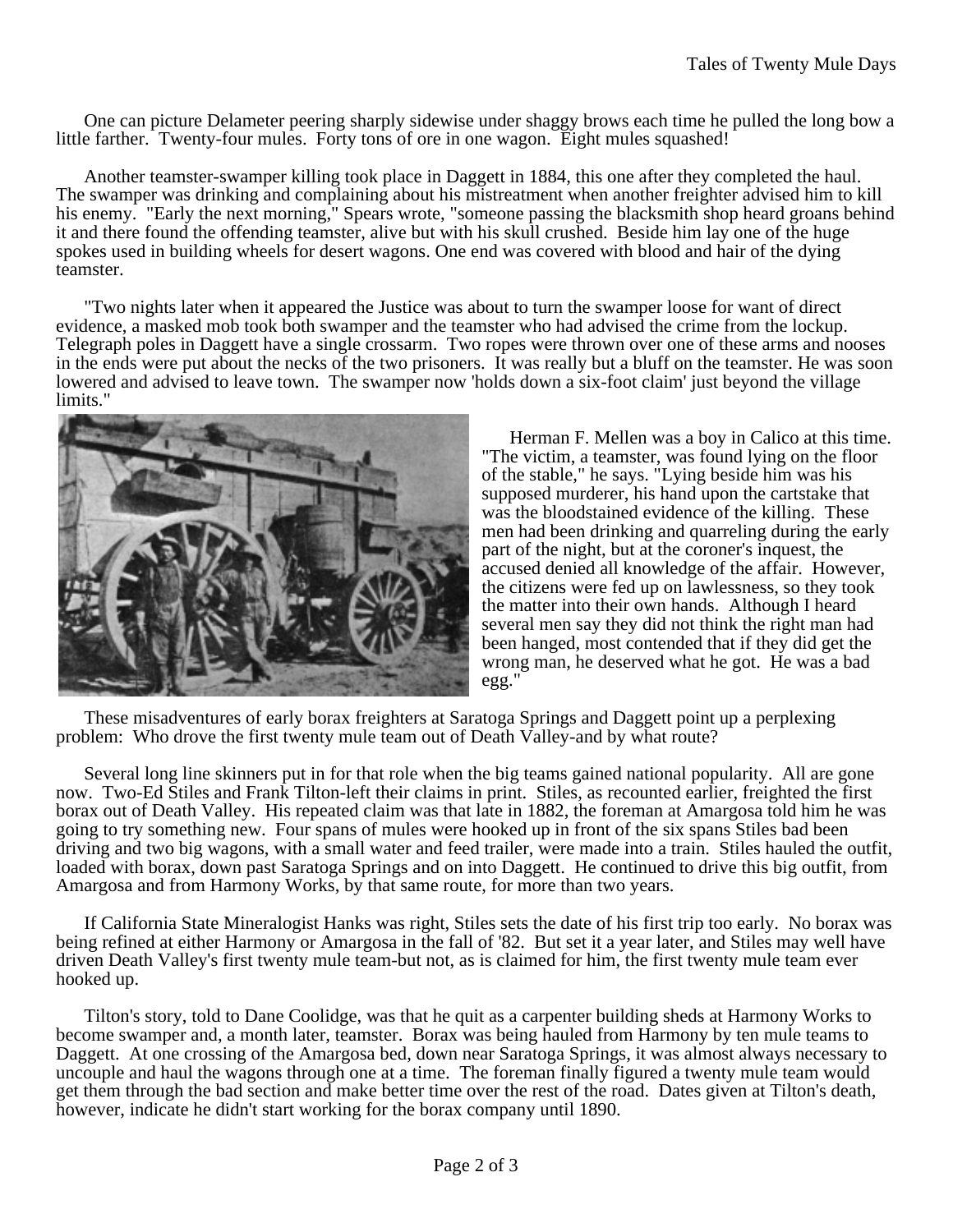One can picture Delameter peering sharply sidewise under shaggy brows each time he pulled the long bow a little farther. Twenty-four mules. Forty tons of ore in one wagon. Eight mules squashed!

Another teamster-swamper killing took place in Daggett in 1884, this one after they completed the haul. The swamper was drinking and complaining about his mistreatment when another freighter advised him to kill his enemy. "Early the next morning," Spears wrote, "someone passing the blacksmith shop heard groans behind it and there found the offending teamster, alive but with his skull crushed. Beside him lay one of the huge spokes used in building wheels for desert wagons. One end was covered with blood and hair of the dying teamster.

"Two nights later when it appeared the Justice was about to turn the swamper loose for want of direct evidence, a masked mob took both swamper and the teamster who had advised the crime from the lockup. Telegraph poles in Daggett have a single crossarm. Two ropes were thrown over one of these arms and nooses in the ends were put about the necks of the two prisoners. It was really but a bluff on the teamster. He was soon lowered and advised to leave town. The swamper now 'holds down a six-foot claim' just beyond the village limits."

Herman F. Mellen was a boy in Calico at this time. "The victim, a teamster, was found lying on the floor of the stable," he says. "Lying beside him was his supposed murderer, his hand upon the cartstake that was the bloodstained evidence of the killing. These men had been drinking and quarreling during the early part of the night, but at the coroner's inquest, the accused denied all knowledge of the affair. However, the citizens were fed up on lawlessness, so they took the matter into their own hands. Although I heard several men say they did not think the right man had been hanged, most contended that if they did get the wrong man, he deserved what he got. He was a bad egg."

These misadventures of early borax freighters at Saratoga Springs and Daggett point up a perplexing problem: Who drove the first twenty mule team out of Death Valley-and by what route?

Several long line skinners put in for that role when the big teams gained national popularity. All are gone now. Two-Ed Stiles and Frank Tilton-left their claims in print. Stiles, as recounted earlier, freighted the first borax out of Death Valley. His repeated claim was that late in 1882, the foreman at Amargosa told him he was going to try something new. Four spans of mules were hooked up in front of the six spans Stiles bad been driving and two big wagons, with a small water and feed trailer, were made into a train. Stiles hauled the outfit, loaded with borax, down past Saratoga Springs and on into Daggett. He continued to drive this big outfit, from Amargosa and from Harmony Works, by that same route, for more than two years.

If California State Mineralogist Hanks was right, Stiles sets the date of his first trip too early. No borax was being refined at either Harmony or Amargosa in the fall of '82. But set it a year later, and Stiles may well have driven Death Valley's first twenty mule team-but not, as is claimed for him, the first twenty mule team ever hooked up.

Tilton's story, told to Dane Coolidge, was that he quit as a carpenter building sheds at Harmony Works to become swamper and, a month later, teamster. Borax was being hauled from Harmony by ten mule teams to Daggett. At one crossing of the Amargosa bed, down near Saratoga Springs, it was almost always necessary to uncouple and haul the wagons through one at a time. The foreman finally figured a twenty mule team would get them through the bad section and make better time over the rest of the road. Dates given at Tilton's death, however, indicate he didn't start working for the borax company until 1890.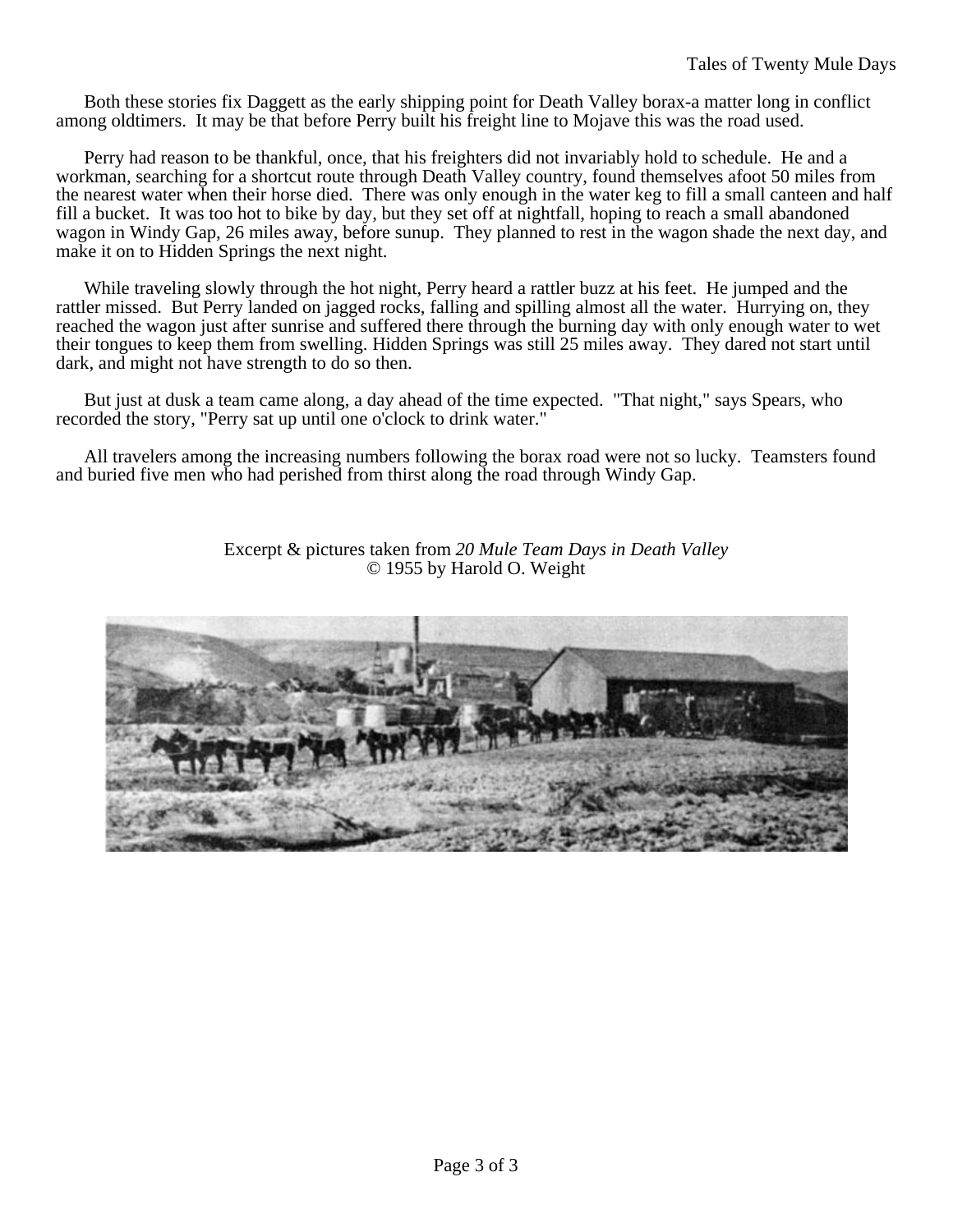Both these stories fix Daggett as the early shipping point for Death Valley borax-a matter long in conflict among oldtimers. It may be that before Perry built his freight line to Mojave this was the road used.

Perry had reason to be thankful, once, that his freighters did not invariably hold to schedule. He and a workman, searching for a shortcut route through Death Valley country, found themselves afoot 50 miles from the nearest water when their horse died. There was only enough in the water keg to fill a small canteen and half fill a bucket. It was too hot to bike by day, but they set off at nightfall, hoping to reach a small abandoned wagon in Windy Gap, 26 miles away, before sunup. They planned to rest in the wagon shade the next day, and make it on to Hidden Springs the next night.

While traveling slowly through the hot night, Perry heard a rattler buzz at his feet. He jumped and the rattler missed. But Perry landed on jagged rocks, falling and spilling almost all the water. Hurrying on, they reached the wagon just after sunrise and suffered there through the burning day with only enough water to wet their tongues to keep them from swelling. Hidden Springs was still 25 miles away. They dared not start until dark, and might not have strength to do so then.

But just at dusk a team came along, a day ahead of the time expected. "That night," says Spears, who recorded the story, "Perry sat up until one o'clock to drink water."

All travelers among the increasing numbers following the borax road were not so lucky. Teamsters found and buried five men who had perished from thirst along the road through Windy Gap.

Excerpt & pictures taken from *20 Mule Team Days in Death Valley*
© 1955 by Harold O. Weight